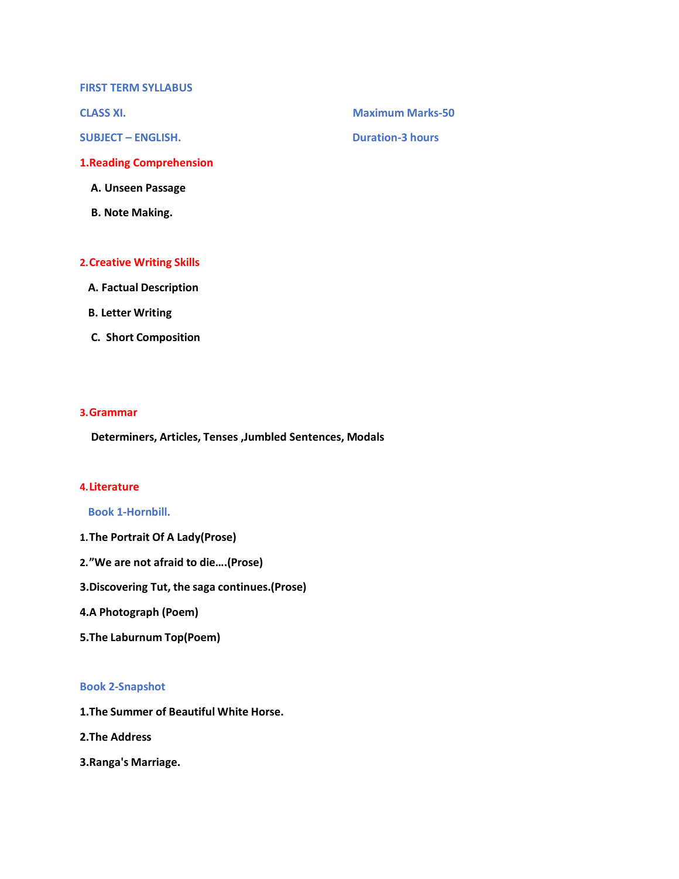# FIRST TERM SYLLABUS

**CLASS XI.** **Maximum Marks-50**

**SUBJECT – ENGLISH.** **Duration-3 hours**

## 1.Reading Comprehension

**A. Unseen Passage**

**B. Note Making.**

## 2.Creative Writing Skills

**A. Factual Description**

**B. Letter Writing**

**C. Short Composition**

## 3.Grammar

**Determiners, Articles, Tenses ,Jumbled Sentences, Modals**

## 4.Literature

### Book 1-Hornbill.

**1.The Portrait Of A Lady(Prose)**

**2.”We are not afraid to die….(Prose)**

**3.Discovering Tut, the saga continues.(Prose)**

**4.A Photograph (Poem)**

**5.The Laburnum Top(Poem)**

### Book 2-Snapshot

**1.The Summer of Beautiful White Horse.**

**2.The Address**

**3.Ranga's Marriage.**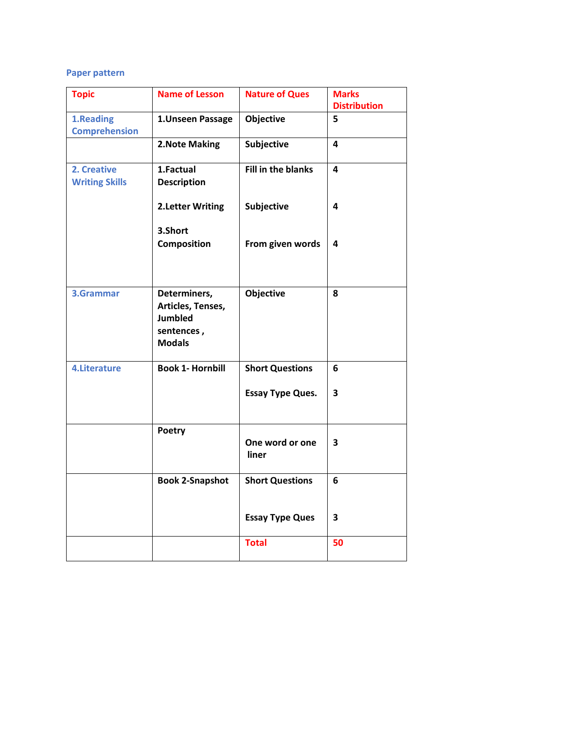## Paper pattern

| Topic | Name of Lesson | Nature of Ques | Marks Distribution |
|---|---|---|---|
| 1.Reading Comprehension | 1.Unseen Passage | Objective | 5 |
| | 2.Note Making | Subjective | 4 |
| 2. Creative Writing Skills | 1.Factual Description<br><br>2.Letter Writing<br><br>3.Short Composition | Fill in the blanks<br><br>Subjective<br><br>From given words | 4<br><br>4<br><br>4 |
| 3.Grammar | Determiners, Articles, Tenses, Jumbled sentences , Modals | Objective | 8 |
| 4.Literature | Book 1- Hornbill | Short Questions<br><br>Essay Type Ques. | 6<br><br>3 |
| | Poetry | One word or one liner | 3 |
| | Book 2-Snapshot | Short Questions<br><br>Essay Type Ques | 6<br><br>3 |
| | | **Total** | **50** |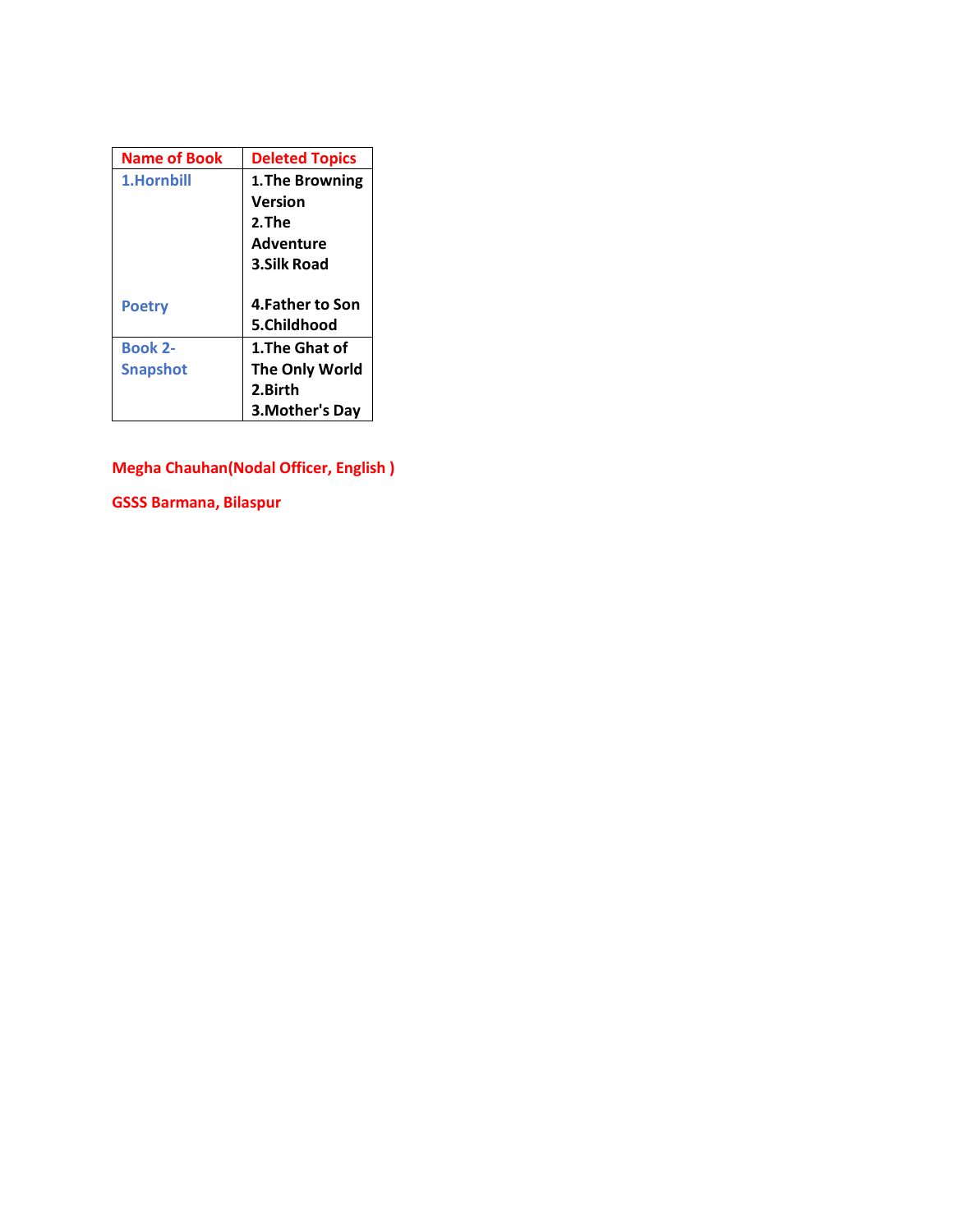| Name of Book | Deleted Topics |
| --- | --- |
| 1.Hornbill<br><br>Poetry | 1.The Browning Version<br>2.The Adventure<br>3.Silk Road<br><br>4.Father to Son<br>5.Childhood |
| Book 2- Snapshot | 1.The Ghat of The Only World<br>2.Birth<br>3.Mother's Day |

**Megha Chauhan(Nodal Officer, English )**

**GSSS Barmana, Bilaspur**